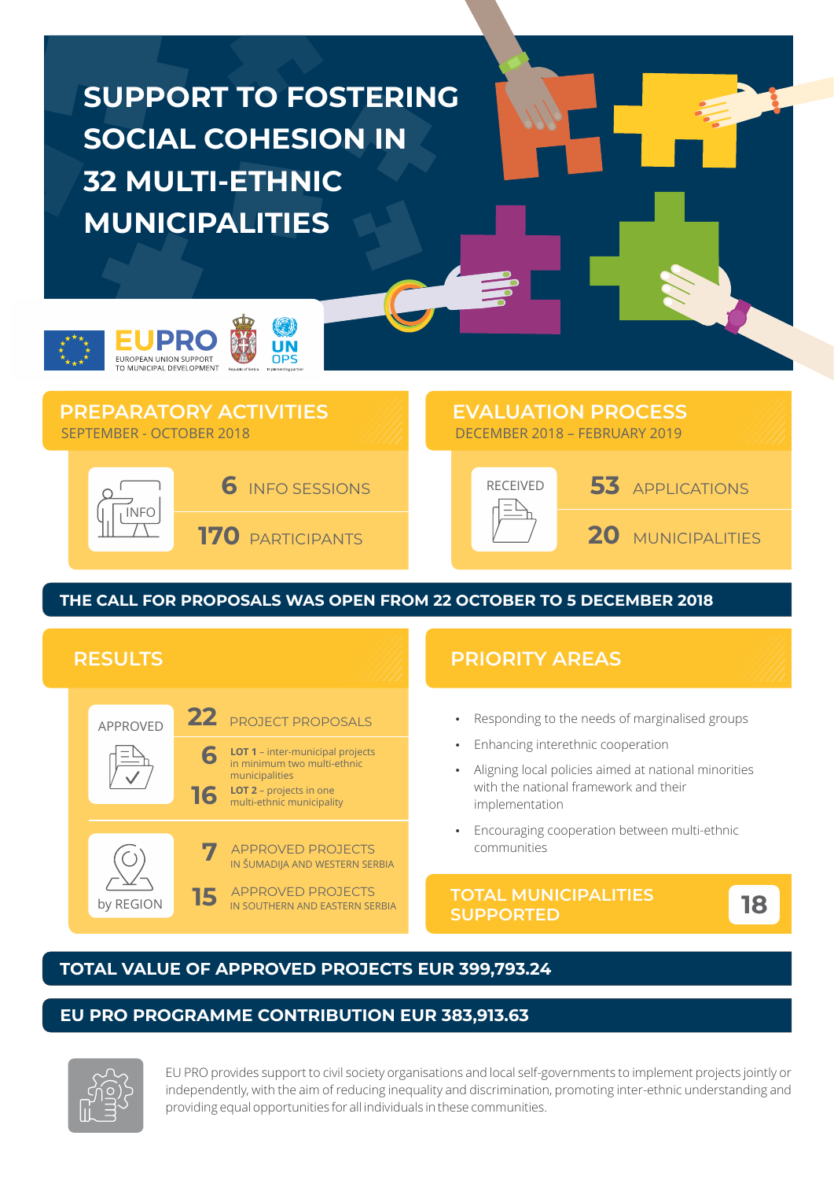# SUPPORT TO FOSTERING SOCIAL COHESION IN 32 MULTI-ETHNIC MUNICIPALITIES

EUPRO
EUROPEAN UNION SUPPORT TO MUNICIPAL DEVELOPMENT

UN OPS

## PREPARATORY ACTIVITIES

SEPTEMBER - OCTOBER 2018

INFO

**6** INFO SESSIONS

**170** PARTICIPANTS

## EVALUATION PROCESS

DECEMBER 2018 – FEBRUARY 2019

RECEIVED

**53** APPLICATIONS

**20** MUNICIPALITIES

**THE CALL FOR PROPOSALS WAS OPEN FROM 22 OCTOBER TO 5 DECEMBER 2018**

## RESULTS

APPROVED

**22** PROJECT PROPOSALS

**6** **LOT 1** – inter-municipal projects in minimum two multi-ethnic municipalities

**16** **LOT 2** – projects in one multi-ethnic municipality

by REGION

**7** APPROVED PROJECTS IN ŠUMADIJA AND WESTERN SERBIA

**15** APPROVED PROJECTS IN SOUTHERN AND EASTERN SERBIA

## PRIORITY AREAS

- Responding to the needs of marginalised groups
- Enhancing interethnic cooperation
- Aligning local policies aimed at national minorities with the national framework and their implementation
- Encouraging cooperation between multi-ethnic communities

**TOTAL MUNICIPALITIES SUPPORTED 18**

**TOTAL VALUE OF APPROVED PROJECTS EUR 399,793.24**

**EU PRO PROGRAMME CONTRIBUTION EUR 383,913.63**

EU PRO provides support to civil society organisations and local self-governments to implement projects jointly or independently, with the aim of reducing inequality and discrimination, promoting inter-ethnic understanding and providing equal opportunities for all individuals in these communities.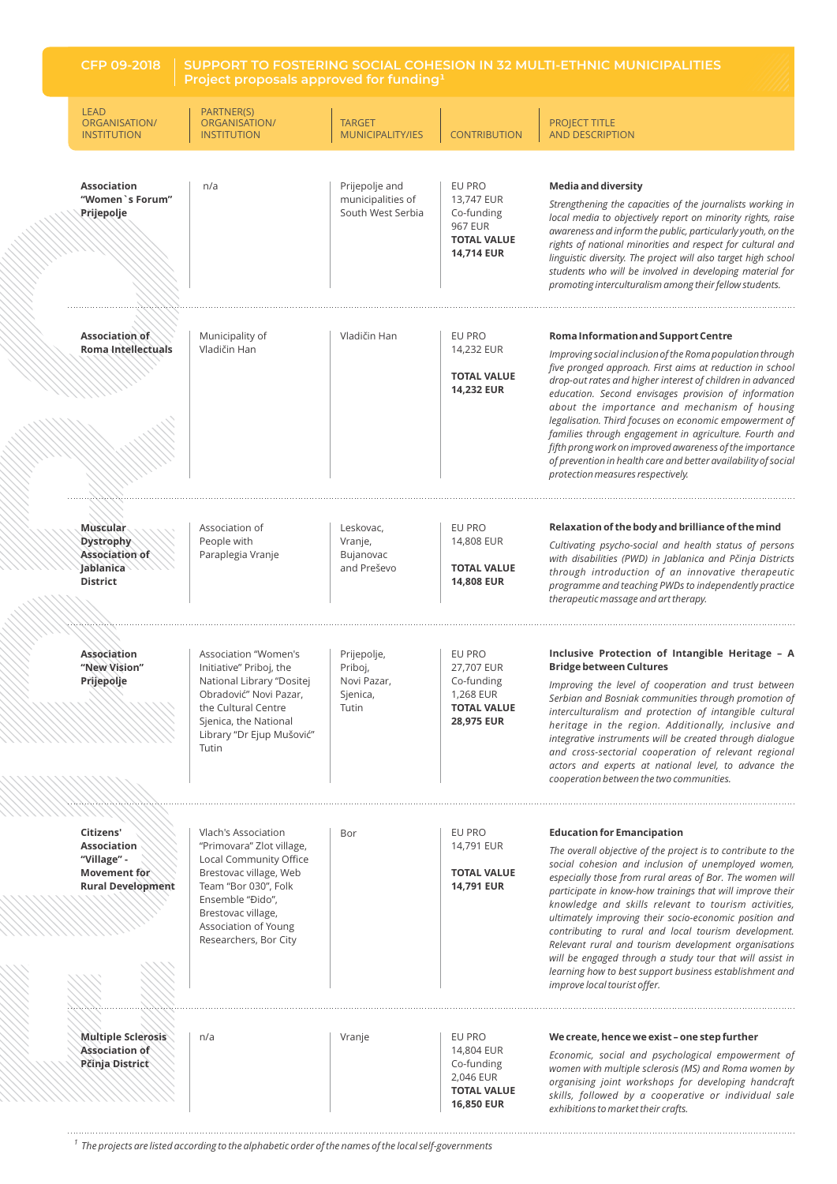## CFP 09-2018 | SUPPORT TO FOSTERING SOCIAL COHESION IN 32 MULTI-ETHNIC MUNICIPALITIES Project proposals approved for funding[1]

| LEAD ORGANISATION/ INSTITUTION | PARTNER(S) ORGANISATION/ INSTITUTION | TARGET MUNICIPALITY/IES | CONTRIBUTION | PROJECT TITLE AND DESCRIPTION |
|---|---|---|---|---|
| **Association "Women`s Forum" Prijepolje** | n/a | Prijepolje and municipalities of South West Serbia | EU PRO 13,747 EUR Co-funding 967 EUR **TOTAL VALUE 14,714 EUR** | **Media and diversity** *Strengthening the capacities of the journalists working in local media to objectively report on minority rights, raise awareness and inform the public, particularly youth, on the rights of national minorities and respect for cultural and linguistic diversity. The project will also target high school students who will be involved in developing material for promoting interculturalism among their fellow students.* |
| **Association of Roma Intellectuals** | Municipality of Vladičin Han | Vladičin Han | EU PRO 14,232 EUR **TOTAL VALUE 14,232 EUR** | **Roma Information and Support Centre** *Improving social inclusion of the Roma population through five pronged approach. First aims at reduction in school drop-out rates and higher interest of children in advanced education. Second envisages provision of information about the importance and mechanism of housing legalisation. Third focuses on economic empowerment of families through engagement in agriculture. Fourth and fifth prong work on improved awareness of the importance of prevention in health care and better availability of social protection measures respectively.* |
| **Muscular Dystrophy Association of Jablanica District** | Association of People with Paraplegia Vranje | Leskovac, Vranje, Bujanovac and Preševo | EU PRO 14,808 EUR **TOTAL VALUE 14,808 EUR** | **Relaxation of the body and brilliance of the mind** *Cultivating psycho-social and health status of persons with disabilities (PWD) in Jablanica and Pčinja Districts through introduction of an innovative therapeutic programme and teaching PWDs to independently practice therapeutic massage and art therapy.* |
| **Association "New Vision" Prijepolje** | Association "Women's Initiative" Priboj, the National Library "Dositej Obradović" Novi Pazar, the Cultural Centre Sjenica, the National Library "Dr Ejup Mušović" Tutin | Prijepolje, Priboj, Novi Pazar, Sjenica, Tutin | EU PRO 27,707 EUR Co-funding 1,268 EUR **TOTAL VALUE 28,975 EUR** | **Inclusive Protection of Intangible Heritage – A Bridge between Cultures** *Improving the level of cooperation and trust between Serbian and Bosniak communities through promotion of interculturalism and protection of intangible cultural heritage in the region. Additionally, inclusive and integrative instruments will be created through dialogue and cross-sectorial cooperation of relevant regional actors and experts at national level, to advance the cooperation between the two communities.* |
| **Citizens' Association "Village" - Movement for Rural Development** | Vlach's Association "Primovara" Zlot village, Local Community Office Brestovac village, Web Team "Bor 030", Folk Ensemble "Đido", Brestovac village, Association of Young Researchers, Bor City | Bor | EU PRO 14,791 EUR **TOTAL VALUE 14,791 EUR** | **Education for Emancipation** *The overall objective of the project is to contribute to the social cohesion and inclusion of unemployed women, especially those from rural areas of Bor. The women will participate in know-how trainings that will improve their knowledge and skills relevant to tourism activities, ultimately improving their socio-economic position and contributing to rural and local tourism development. Relevant rural and tourism development organisations will be engaged through a study tour that will assist in learning how to best support business establishment and improve local tourist offer.* |
| **Multiple Sclerosis Association of Pčinja District** | n/a | Vranje | EU PRO 14,804 EUR Co-funding 2,046 EUR **TOTAL VALUE 16,850 EUR** | **We create, hence we exist – one step further** *Economic, social and psychological empowerment of women with multiple sclerosis (MS) and Roma women by organising joint workshops for developing handcraft skills, followed by a cooperative or individual sale exhibitions to market their crafts.* |

[1] *The projects are listed according to the alphabetic order of the names of the local self-governments*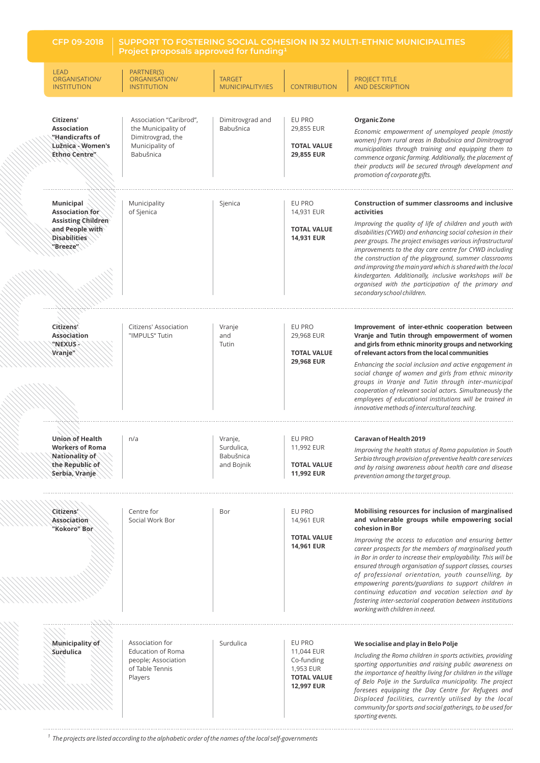## CFP 09-2018 | SUPPORT TO FOSTERING SOCIAL COHESION IN 32 MULTI-ETHNIC MUNICIPALITIES

### Project proposals approved for funding[1]

| LEAD ORGANISATION/ INSTITUTION | PARTNER(S) ORGANISATION/ INSTITUTION | TARGET MUNICIPALITY/IES | CONTRIBUTION | PROJECT TITLE AND DESCRIPTION |
|---|---|---|---|---|
| **Citizens' Association "Handicrafts of Lužnica - Women's Ethno Centre"** | Association "Caribrod", the Municipality of Dimitrovgrad, the Municipality of Babušnica | Dimitrovgrad and Babušnica | EU PRO 29,855 EUR **TOTAL VALUE 29,855 EUR** | **Organic Zone** *Economic empowerment of unemployed people (mostly women) from rural areas in Babušnica and Dimitrovgrad municipalities through training and equipping them to commence organic farming. Additionally, the placement of their products will be secured through development and promotion of corporate gifts.* |
| **Municipal Association for Assisting Children and People with Disabilities "Breeze"** | Municipality of Sjenica | Sjenica | EU PRO 14,931 EUR **TOTAL VALUE 14,931 EUR** | **Construction of summer classrooms and inclusive activities** *Improving the quality of life of children and youth with disabilities (CYWD) and enhancing social cohesion in their peer groups. The project envisages various infrastructural improvements to the day care centre for CYWD including the construction of the playground, summer classrooms and improving the main yard which is shared with the local kindergarten. Additionally, inclusive workshops will be organised with the participation of the primary and secondary school children.* |
| **Citizens' Association "NEXUS - Vranje"** | Citizens' Association "IMPULS" Tutin | Vranje and Tutin | EU PRO 29,968 EUR **TOTAL VALUE 29,968 EUR** | **Improvement of inter-ethnic cooperation between Vranje and Tutin through empowerment of women and girls from ethnic minority groups and networking of relevant actors from the local communities** *Enhancing the social inclusion and active engagement in social change of women and girls from ethnic minority groups in Vranje and Tutin through inter-municipal cooperation of relevant social actors. Simultaneously the employees of educational institutions will be trained in innovative methods of intercultural teaching.* |
| **Union of Health Workers of Roma Nationality of the Republic of Serbia, Vranje** | n/a | Vranje, Surdulica, Babušnica and Bojnik | EU PRO 11,992 EUR **TOTAL VALUE 11,992 EUR** | **Caravan of Health 2019** *Improving the health status of Roma population in South Serbia through provision of preventive health care services and by raising awareness about health care and disease prevention among the target group.* |
| **Citizens' Association "Kokoro" Bor** | Centre for Social Work Bor | Bor | EU PRO 14,961 EUR **TOTAL VALUE 14,961 EUR** | **Mobilising resources for inclusion of marginalised and vulnerable groups while empowering social cohesion in Bor** *Improving the access to education and ensuring better career prospects for the members of marginalised youth in Bor in order to increase their employability. This will be ensured through organisation of support classes, courses of professional orientation, youth counselling, by empowering parents/guardians to support children in continuing education and vocation selection and by fostering inter-sectorial cooperation between institutions working with children in need.* |
| **Municipality of Surdulica** | Association for Education of Roma people; Association of Table Tennis Players | Surdulica | EU PRO 11,044 EUR Co-funding 1,953 EUR **TOTAL VALUE 12,997 EUR** | **We socialise and play in Belo Polje** *Including the Roma children in sports activities, providing sporting opportunities and raising public awareness on the importance of healthy living for children in the village of Belo Polje in the Surdulica municipality. The project foresees equipping the Day Centre for Refugees and Displaced facilities, currently utilised by the local community for sports and social gatherings, to be used for sporting events.* |

[1] *The projects are listed according to the alphabetic order of the names of the local self-governments*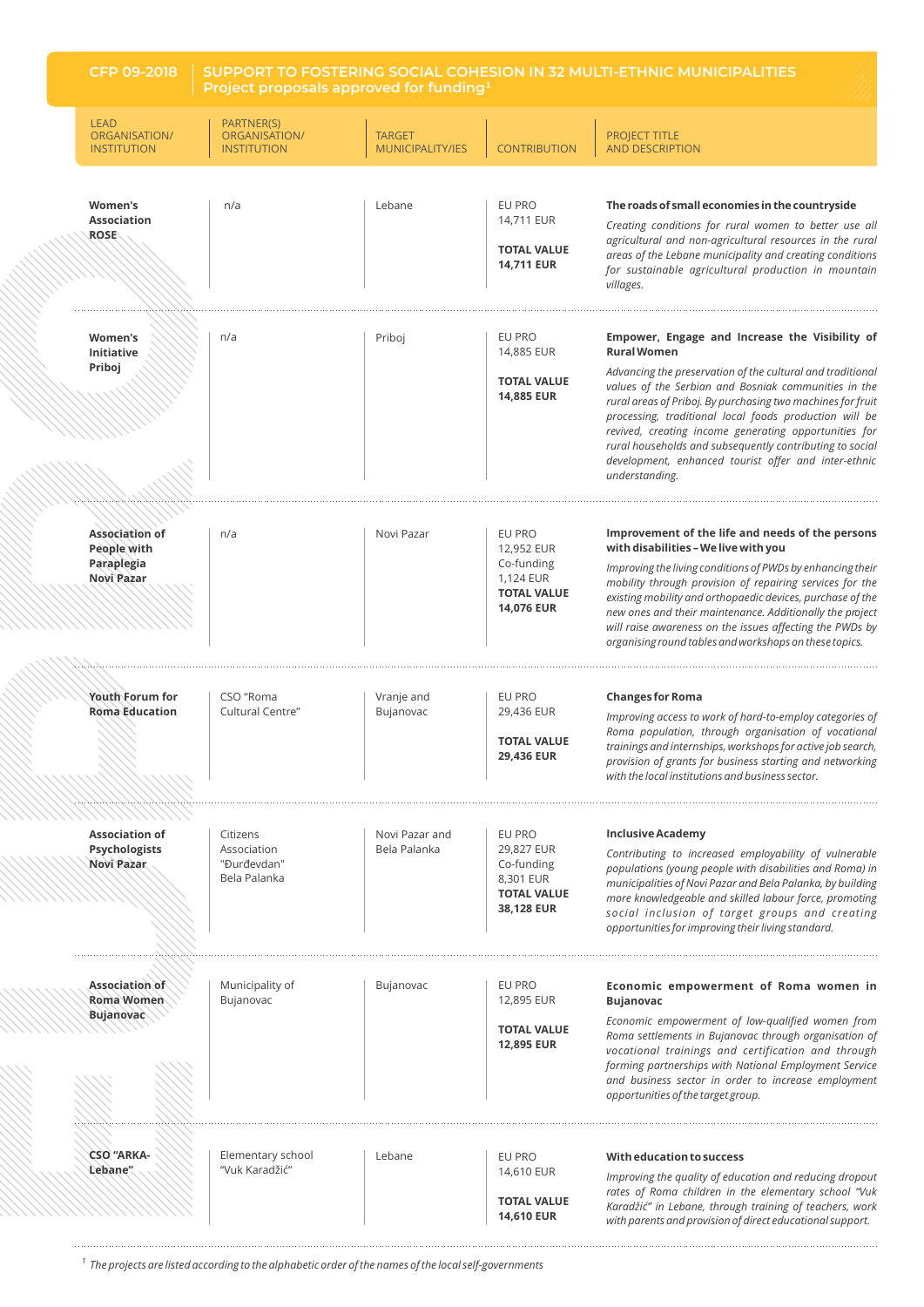## CFP 09-2018 | SUPPORT TO FOSTERING SOCIAL COHESION IN 32 MULTI-ETHNIC MUNICIPALITIES
### Project proposals approved for funding[1]

| LEAD ORGANISATION/ INSTITUTION | PARTNER(S) ORGANISATION/ INSTITUTION | TARGET MUNICIPALITY/IES | CONTRIBUTION | PROJECT TITLE AND DESCRIPTION |
|---|---|---|---|---|
| **Women's Association ROSE** | n/a | Lebane | EU PRO 14,711 EUR<br>**TOTAL VALUE 14,711 EUR** | **The roads of small economies in the countryside**<br>*Creating conditions for rural women to better use all agricultural and non-agricultural resources in the rural areas of the Lebane municipality and creating conditions for sustainable agricultural production in mountain villages.* |
| **Women's Initiative Priboj** | n/a | Priboj | EU PRO 14,885 EUR<br>**TOTAL VALUE 14,885 EUR** | **Empower, Engage and Increase the Visibility of Rural Women**<br>*Advancing the preservation of the cultural and traditional values of the Serbian and Bosniak communities in the rural areas of Priboj. By purchasing two machines for fruit processing, traditional local foods production will be revived, creating income generating opportunities for rural households and subsequently contributing to social development, enhanced tourist offer and inter-ethnic understanding.* |
| **Association of People with Paraplegia Novi Pazar** | n/a | Novi Pazar | EU PRO 12,952 EUR<br>Co-funding 1,124 EUR<br>**TOTAL VALUE 14,076 EUR** | **Improvement of the life and needs of the persons with disabilities – We live with you**<br>*Improving the living conditions of PWDs by enhancing their mobility through provision of repairing services for the existing mobility and orthopaedic devices, purchase of the new ones and their maintenance. Additionally the project will raise awareness on the issues affecting the PWDs by organising round tables and workshops on these topics.* |
| **Youth Forum for Roma Education** | CSO "Roma Cultural Centre" | Vranje and Bujanovac | EU PRO 29,436 EUR<br>**TOTAL VALUE 29,436 EUR** | **Changes for Roma**<br>*Improving access to work of hard-to-employ categories of Roma population, through organisation of vocational trainings and internships, workshops for active job search, provision of grants for business starting and networking with the local institutions and business sector.* |
| **Association of Psychologists Novi Pazar** | Citizens Association "Đurđevdan" Bela Palanka | Novi Pazar and Bela Palanka | EU PRO 29,827 EUR<br>Co-funding 8,301 EUR<br>**TOTAL VALUE 38,128 EUR** | **Inclusive Academy**<br>*Contributing to increased employability of vulnerable populations (young people with disabilities and Roma) in municipalities of Novi Pazar and Bela Palanka, by building more knowledgeable and skilled labour force, promoting social inclusion of target groups and creating opportunities for improving their living standard.* |
| **Association of Roma Women Bujanovac** | Municipality of Bujanovac | Bujanovac | EU PRO 12,895 EUR<br>**TOTAL VALUE 12,895 EUR** | **Economic empowerment of Roma women in Bujanovac**<br>*Economic empowerment of low-qualified women from Roma settlements in Bujanovac through organisation of vocational trainings and certification and through forming partnerships with National Employment Service and business sector in order to increase employment opportunities of the target group.* |
| **CSO "ARKA-Lebane"** | Elementary school "Vuk Karadžić" | Lebane | EU PRO 14,610 EUR<br>**TOTAL VALUE 14,610 EUR** | **With education to success**<br>*Improving the quality of education and reducing dropout rates of Roma children in the elementary school "Vuk Karadžić" in Lebane, through training of teachers, work with parents and provision of direct educational support.* |

[1] *The projects are listed according to the alphabetic order of the names of the local self-governments*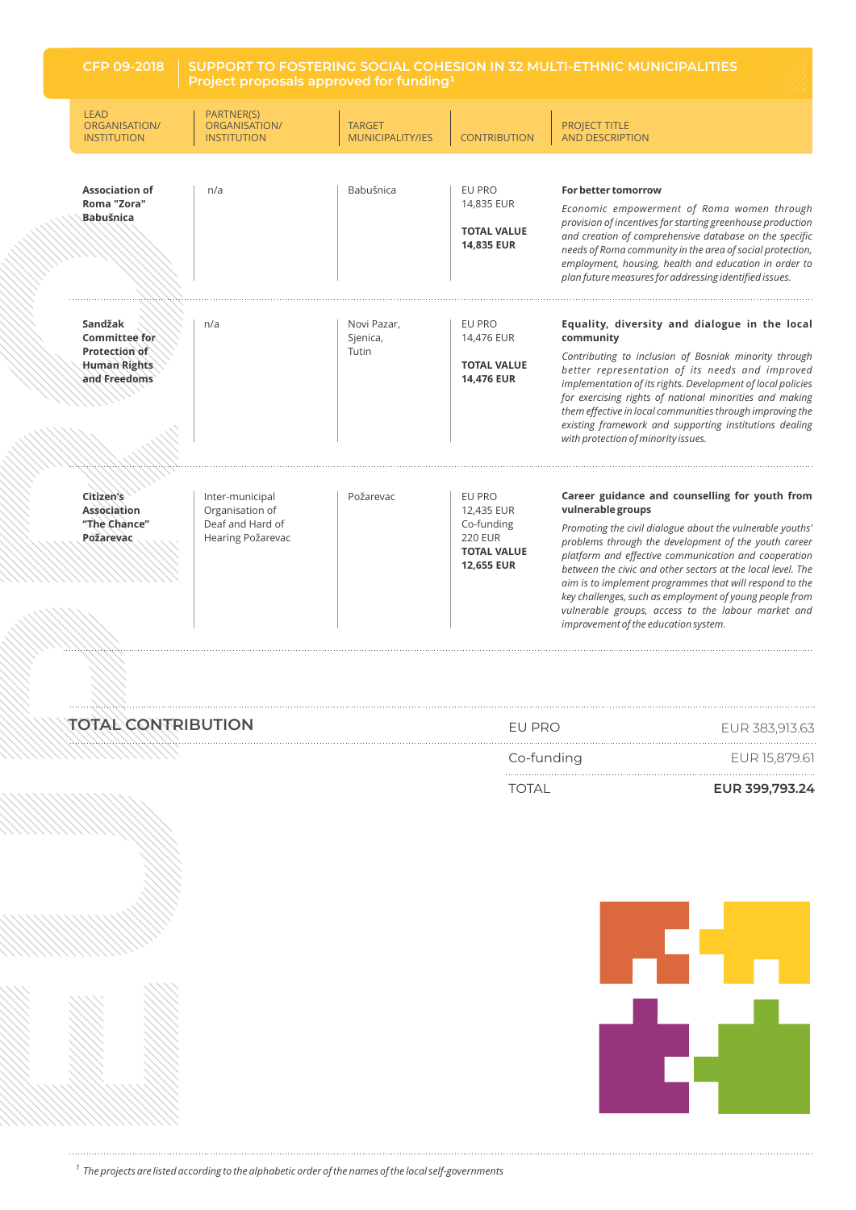## CFP 09-2018 | SUPPORT TO FOSTERING SOCIAL COHESION IN 32 MULTI-ETHNIC MUNICIPALITIES

**Project proposals approved for funding**[1]

| LEAD ORGANISATION/ INSTITUTION | PARTNER(S) ORGANISATION/ INSTITUTION | TARGET MUNICIPALITY/IES | CONTRIBUTION | PROJECT TITLE AND DESCRIPTION |
|---|---|---|---|---|
| **Association of Roma "Zora" Babušnica** | n/a | Babušnica | EU PRO 14,835 EUR **TOTAL VALUE 14,835 EUR** | **For better tomorrow** *Economic empowerment of Roma women through provision of incentives for starting greenhouse production and creation of comprehensive database on the specific needs of Roma community in the area of social protection, employment, housing, health and education in order to plan future measures for addressing identified issues.* |
| **Sandžak Committee for Protection of Human Rights and Freedoms** | n/a | Novi Pazar, Sjenica, Tutin | EU PRO 14,476 EUR **TOTAL VALUE 14,476 EUR** | **Equality, diversity and dialogue in the local community** *Contributing to inclusion of Bosniak minority through better representation of its needs and improved implementation of its rights. Development of local policies for exercising rights of national minorities and making them effective in local communities through improving the existing framework and supporting institutions dealing with protection of minority issues.* |
| **Citizen's Association "The Chance" Požarevac** | Inter-municipal Organisation of Deaf and Hard of Hearing Požarevac | Požarevac | EU PRO 12,435 EUR Co-funding 220 EUR **TOTAL VALUE 12,655 EUR** | **Career guidance and counselling for youth from vulnerable groups** *Promoting the civil dialogue about the vulnerable youths' problems through the development of the youth career platform and effective communication and cooperation between the civic and other sectors at the local level. The aim is to implement programmes that will respond to the key challenges, such as employment of young people from vulnerable groups, access to the labour market and improvement of the education system.* |

## TOTAL CONTRIBUTION

| | |
|---|---|
| EU PRO | EUR 383,913.63 |
| Co-funding | EUR 15,879.61 |
| TOTAL | **EUR 399,793.24** |

[1] *The projects are listed according to the alphabetic order of the names of the local self-governments*